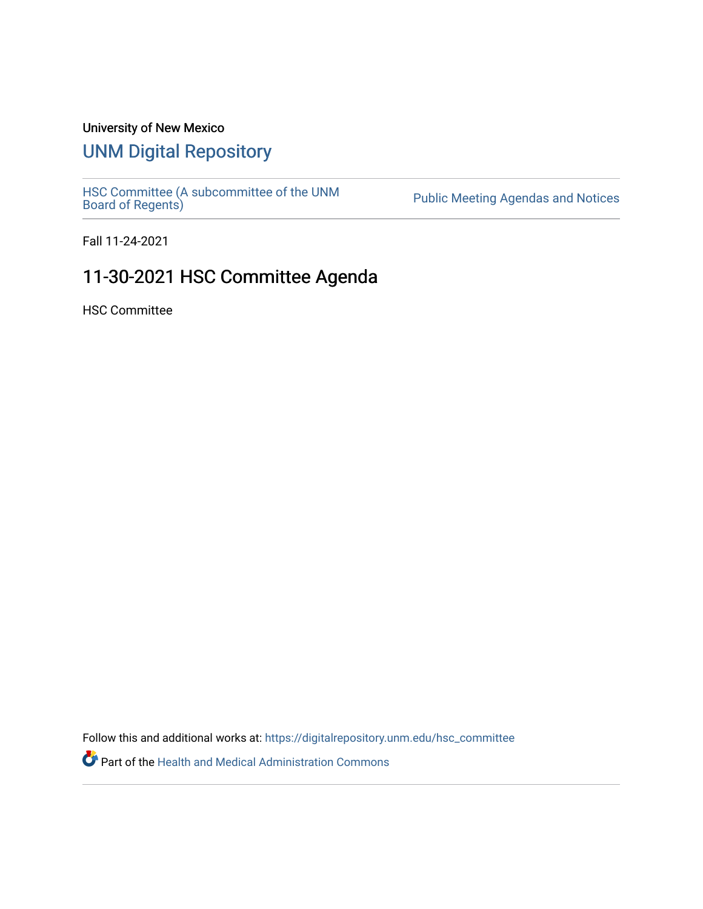University of New Mexico

# UNM Digital Repository

HSC Committee (A subcommittee of the UNM Board of Regents)

Public Meeting Agendas and Notices

Fall 11-24-2021

## 11-30-2021 HSC Committee Agenda

HSC Committee

Follow this and additional works at: https://digitalrepository.unm.edu/hsc_committee

Part of the Health and Medical Administration Commons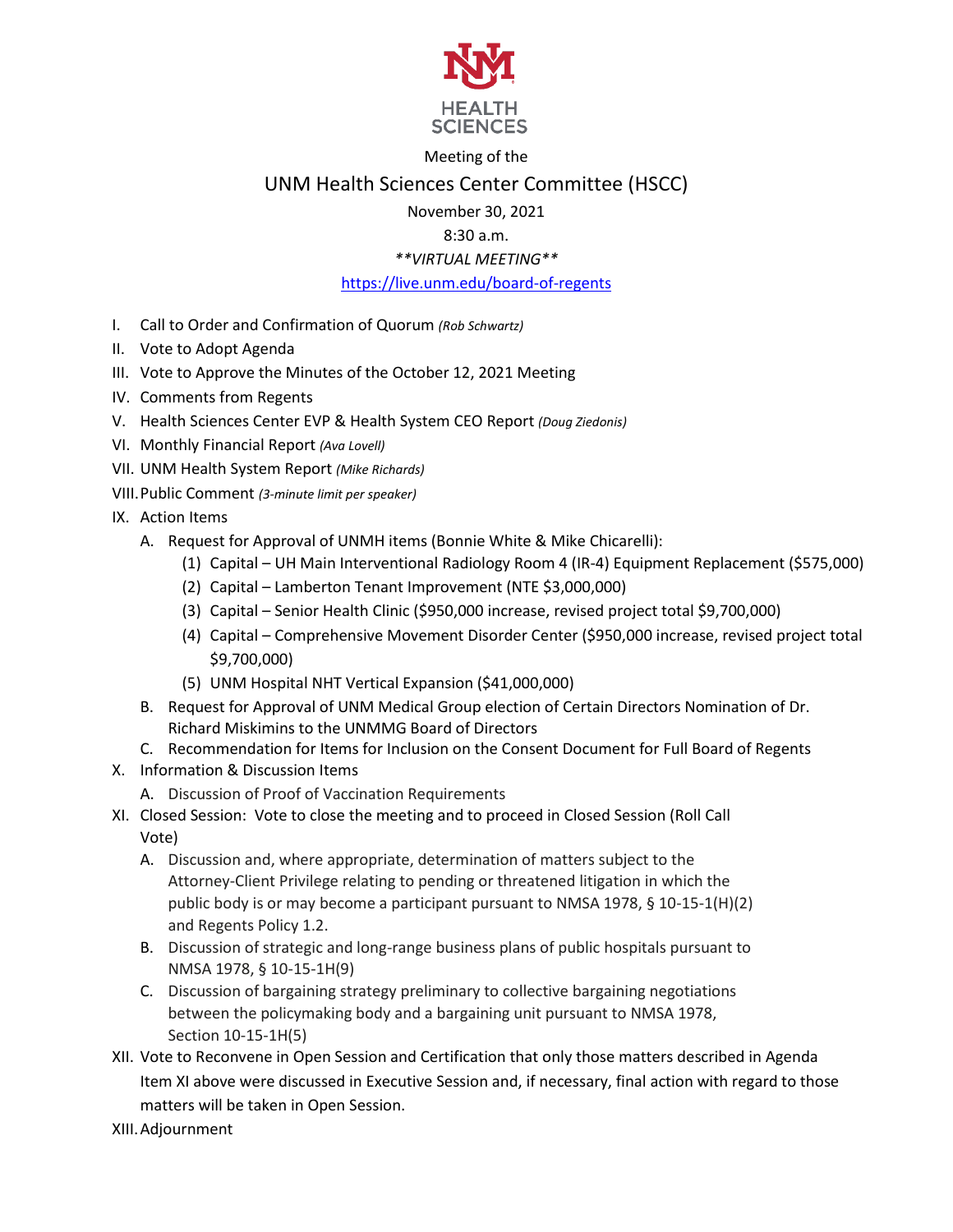HEALTH SCIENCES

Meeting of the

# UNM Health Sciences Center Committee (HSCC)

November 30, 2021

8:30 a.m.

*\*\*VIRTUAL MEETING\*\**

https://live.unm.edu/board-of-regents

I. Call to Order and Confirmation of Quorum *(Rob Schwartz)*

II. Vote to Adopt Agenda

III. Vote to Approve the Minutes of the October 12, 2021 Meeting

IV. Comments from Regents

V. Health Sciences Center EVP & Health System CEO Report *(Doug Ziedonis)*

VI. Monthly Financial Report *(Ava Lovell)*

VII. UNM Health System Report *(Mike Richards)*

VIII. Public Comment *(3-minute limit per speaker)*

IX. Action Items

   A. Request for Approval of UNMH items (Bonnie White & Mike Chicarelli):

      (1) Capital – UH Main Interventional Radiology Room 4 (IR-4) Equipment Replacement ($575,000)

      (2) Capital – Lamberton Tenant Improvement (NTE $3,000,000)

      (3) Capital – Senior Health Clinic ($950,000 increase, revised project total $9,700,000)

      (4) Capital – Comprehensive Movement Disorder Center ($950,000 increase, revised project total $9,700,000)

      (5) UNM Hospital NHT Vertical Expansion ($41,000,000)

   B. Request for Approval of UNM Medical Group election of Certain Directors Nomination of Dr. Richard Miskimins to the UNMMG Board of Directors

   C. Recommendation for Items for Inclusion on the Consent Document for Full Board of Regents

X. Information & Discussion Items

   A. Discussion of Proof of Vaccination Requirements

XI. Closed Session: Vote to close the meeting and to proceed in Closed Session (Roll Call Vote)

   A. Discussion and, where appropriate, determination of matters subject to the Attorney-Client Privilege relating to pending or threatened litigation in which the public body is or may become a participant pursuant to NMSA 1978, § 10-15-1(H)(2) and Regents Policy 1.2.

   B. Discussion of strategic and long-range business plans of public hospitals pursuant to NMSA 1978, § 10-15-1H(9)

   C. Discussion of bargaining strategy preliminary to collective bargaining negotiations between the policymaking body and a bargaining unit pursuant to NMSA 1978, Section 10-15-1H(5)

XII. Vote to Reconvene in Open Session and Certification that only those matters described in Agenda Item XI above were discussed in Executive Session and, if necessary, final action with regard to those matters will be taken in Open Session.

XIII. Adjournment